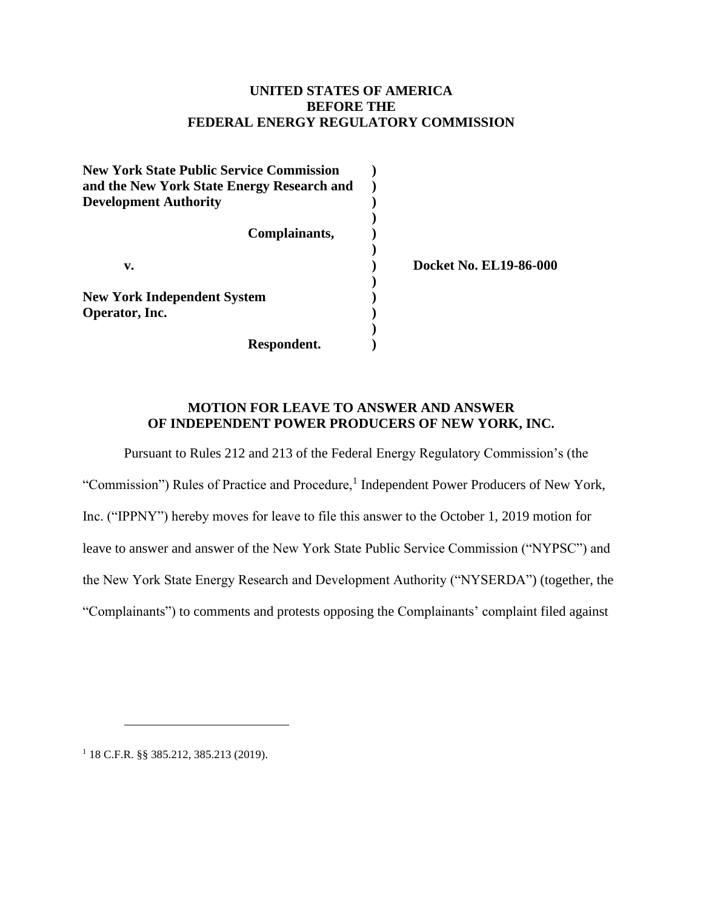**UNITED STATES OF AMERICA**
**BEFORE THE**
**FEDERAL ENERGY REGULATORY COMMISSION**

| | | |
|---|---|---|
| **New York State Public Service Commission and the New York State Energy Research and Development Authority** | **)** | |
| **Complainants,** | **)** | |
| **v.** | **)** | **Docket No. EL19-86-000** |
| **New York Independent System Operator, Inc.** | **)** | |
| **Respondent.** | **)** | |

## MOTION FOR LEAVE TO ANSWER AND ANSWER OF INDEPENDENT POWER PRODUCERS OF NEW YORK, INC.

Pursuant to Rules 212 and 213 of the Federal Energy Regulatory Commission's (the "Commission") Rules of Practice and Procedure,[1] Independent Power Producers of New York, Inc. ("IPPNY") hereby moves for leave to file this answer to the October 1, 2019 motion for leave to answer and answer of the New York State Public Service Commission ("NYPSC") and the New York State Energy Research and Development Authority ("NYSERDA") (together, the "Complainants") to comments and protests opposing the Complainants' complaint filed against

---

[1] 18 C.F.R. §§ 385.212, 385.213 (2019).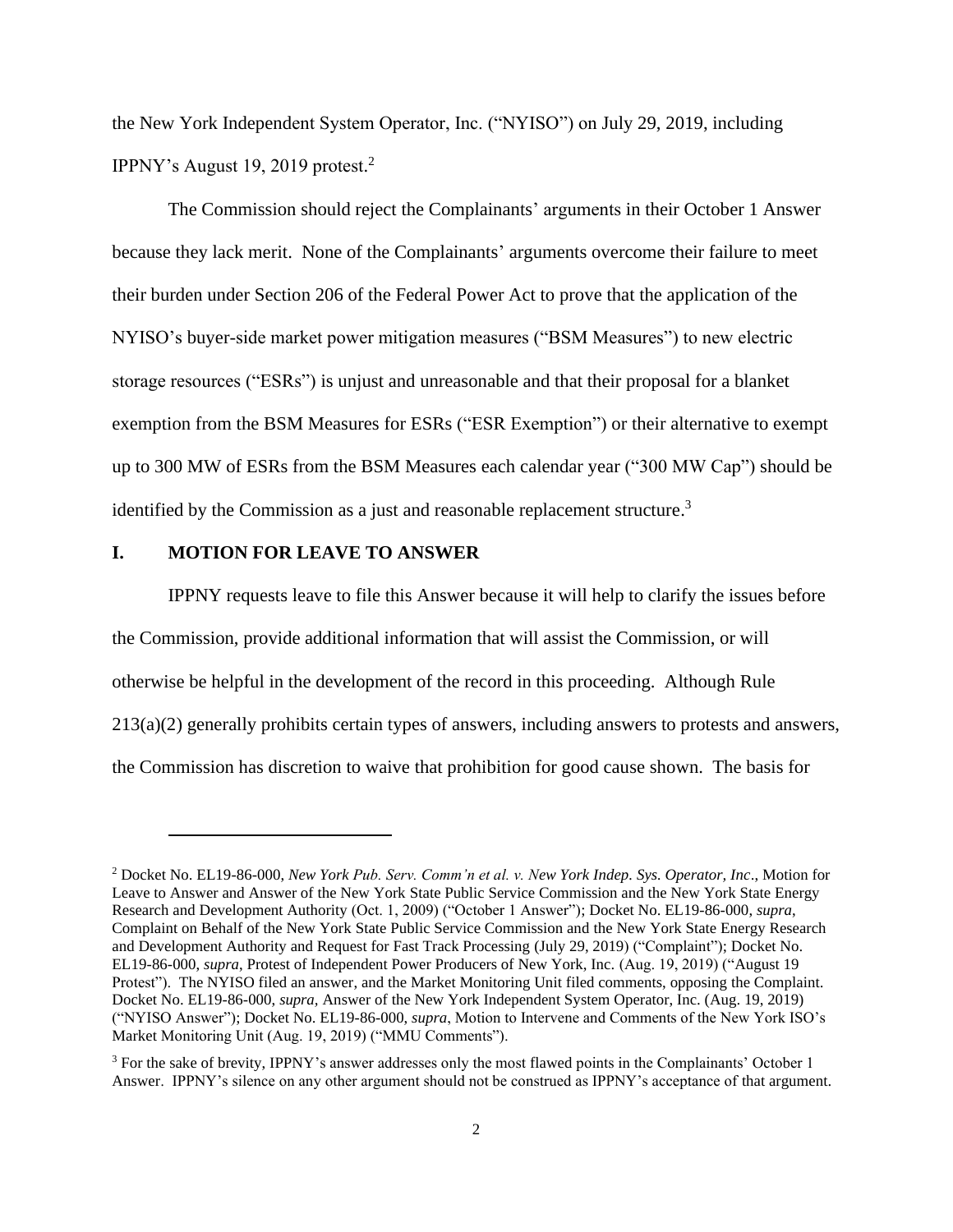the New York Independent System Operator, Inc. ("NYISO") on July 29, 2019, including IPPNY's August 19, 2019 protest.[2]

The Commission should reject the Complainants' arguments in their October 1 Answer because they lack merit. None of the Complainants' arguments overcome their failure to meet their burden under Section 206 of the Federal Power Act to prove that the application of the NYISO's buyer-side market power mitigation measures ("BSM Measures") to new electric storage resources ("ESRs") is unjust and unreasonable and that their proposal for a blanket exemption from the BSM Measures for ESRs ("ESR Exemption") or their alternative to exempt up to 300 MW of ESRs from the BSM Measures each calendar year ("300 MW Cap") should be identified by the Commission as a just and reasonable replacement structure.[3]

## I. MOTION FOR LEAVE TO ANSWER

IPPNY requests leave to file this Answer because it will help to clarify the issues before the Commission, provide additional information that will assist the Commission, or will otherwise be helpful in the development of the record in this proceeding. Although Rule 213(a)(2) generally prohibits certain types of answers, including answers to protests and answers, the Commission has discretion to waive that prohibition for good cause shown. The basis for

---

[2] Docket No. EL19-86-000, *New York Pub. Serv. Comm'n et al. v. New York Indep. Sys. Operator, Inc*., Motion for Leave to Answer and Answer of the New York State Public Service Commission and the New York State Energy Research and Development Authority (Oct. 1, 2009) ("October 1 Answer"); Docket No. EL19-86-000, *supra*, Complaint on Behalf of the New York State Public Service Commission and the New York State Energy Research and Development Authority and Request for Fast Track Processing (July 29, 2019) ("Complaint"); Docket No. EL19-86-000, *supra*, Protest of Independent Power Producers of New York, Inc. (Aug. 19, 2019) ("August 19 Protest"). The NYISO filed an answer, and the Market Monitoring Unit filed comments, opposing the Complaint. Docket No. EL19-86-000, *supra,* Answer of the New York Independent System Operator, Inc. (Aug. 19, 2019) ("NYISO Answer"); Docket No. EL19-86-000, *supra*, Motion to Intervene and Comments of the New York ISO's Market Monitoring Unit (Aug. 19, 2019) ("MMU Comments").

[3] For the sake of brevity, IPPNY's answer addresses only the most flawed points in the Complainants' October 1 Answer. IPPNY's silence on any other argument should not be construed as IPPNY's acceptance of that argument.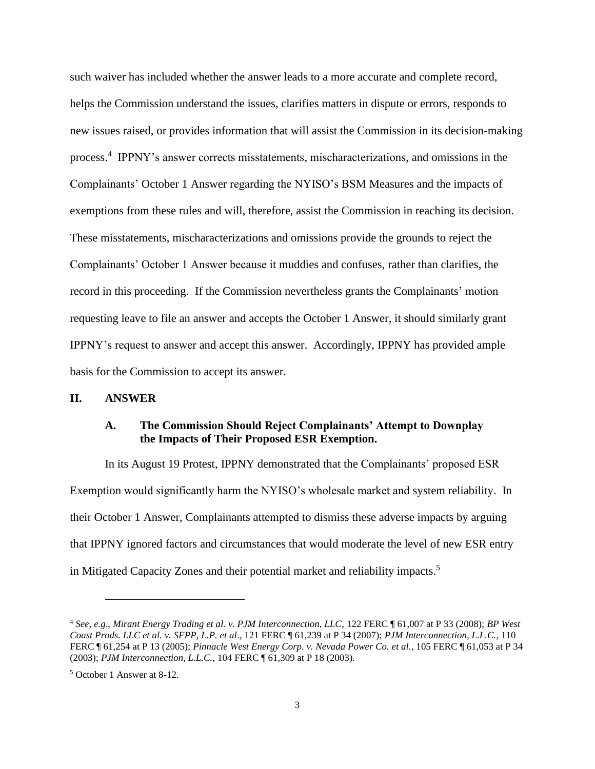such waiver has included whether the answer leads to a more accurate and complete record, helps the Commission understand the issues, clarifies matters in dispute or errors, responds to new issues raised, or provides information that will assist the Commission in its decision-making process.[4] IPPNY's answer corrects misstatements, mischaracterizations, and omissions in the Complainants' October 1 Answer regarding the NYISO's BSM Measures and the impacts of exemptions from these rules and will, therefore, assist the Commission in reaching its decision. These misstatements, mischaracterizations and omissions provide the grounds to reject the Complainants' October 1 Answer because it muddies and confuses, rather than clarifies, the record in this proceeding. If the Commission nevertheless grants the Complainants' motion requesting leave to file an answer and accepts the October 1 Answer, it should similarly grant IPPNY's request to answer and accept this answer. Accordingly, IPPNY has provided ample basis for the Commission to accept its answer.

## II. ANSWER

### A. The Commission Should Reject Complainants' Attempt to Downplay the Impacts of Their Proposed ESR Exemption.

In its August 19 Protest, IPPNY demonstrated that the Complainants' proposed ESR Exemption would significantly harm the NYISO's wholesale market and system reliability. In their October 1 Answer, Complainants attempted to dismiss these adverse impacts by arguing that IPPNY ignored factors and circumstances that would moderate the level of new ESR entry in Mitigated Capacity Zones and their potential market and reliability impacts.[5]

---

[4] *See, e.g.*, *Mirant Energy Trading et al. v. PJM Interconnection, LLC*, 122 FERC ¶ 61,007 at P 33 (2008); *BP West Coast Prods. LLC et al. v. SFPP, L.P. et al*., 121 FERC ¶ 61,239 at P 34 (2007); *PJM Interconnection, L.L.C.*, 110 FERC ¶ 61,254 at P 13 (2005); *Pinnacle West Energy Corp. v. Nevada Power Co. et al.*, 105 FERC ¶ 61,053 at P 34 (2003); *PJM Interconnection, L.L.C.*, 104 FERC ¶ 61,309 at P 18 (2003).

[5] October 1 Answer at 8-12.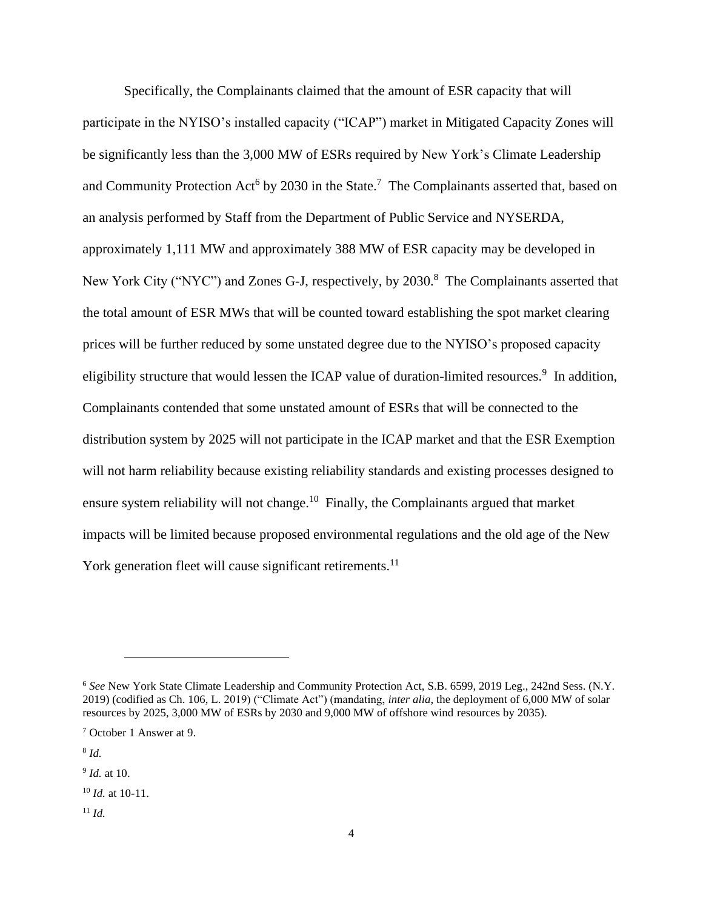Specifically, the Complainants claimed that the amount of ESR capacity that will participate in the NYISO's installed capacity ("ICAP") market in Mitigated Capacity Zones will be significantly less than the 3,000 MW of ESRs required by New York's Climate Leadership and Community Protection Act[6] by 2030 in the State.[7] The Complainants asserted that, based on an analysis performed by Staff from the Department of Public Service and NYSERDA, approximately 1,111 MW and approximately 388 MW of ESR capacity may be developed in New York City ("NYC") and Zones G-J, respectively, by 2030.[8] The Complainants asserted that the total amount of ESR MWs that will be counted toward establishing the spot market clearing prices will be further reduced by some unstated degree due to the NYISO's proposed capacity eligibility structure that would lessen the ICAP value of duration-limited resources.[9] In addition, Complainants contended that some unstated amount of ESRs that will be connected to the distribution system by 2025 will not participate in the ICAP market and that the ESR Exemption will not harm reliability because existing reliability standards and existing processes designed to ensure system reliability will not change.[10] Finally, the Complainants argued that market impacts will be limited because proposed environmental regulations and the old age of the New York generation fleet will cause significant retirements.[11]

---

[6] *See* New York State Climate Leadership and Community Protection Act, S.B. 6599, 2019 Leg., 242nd Sess. (N.Y. 2019) (codified as Ch. 106, L. 2019) ("Climate Act") (mandating, *inter alia*, the deployment of 6,000 MW of solar resources by 2025, 3,000 MW of ESRs by 2030 and 9,000 MW of offshore wind resources by 2035).

[7] October 1 Answer at 9.

[8] *Id.*

[9] *Id.* at 10.

[10] *Id.* at 10-11.

[11] *Id.*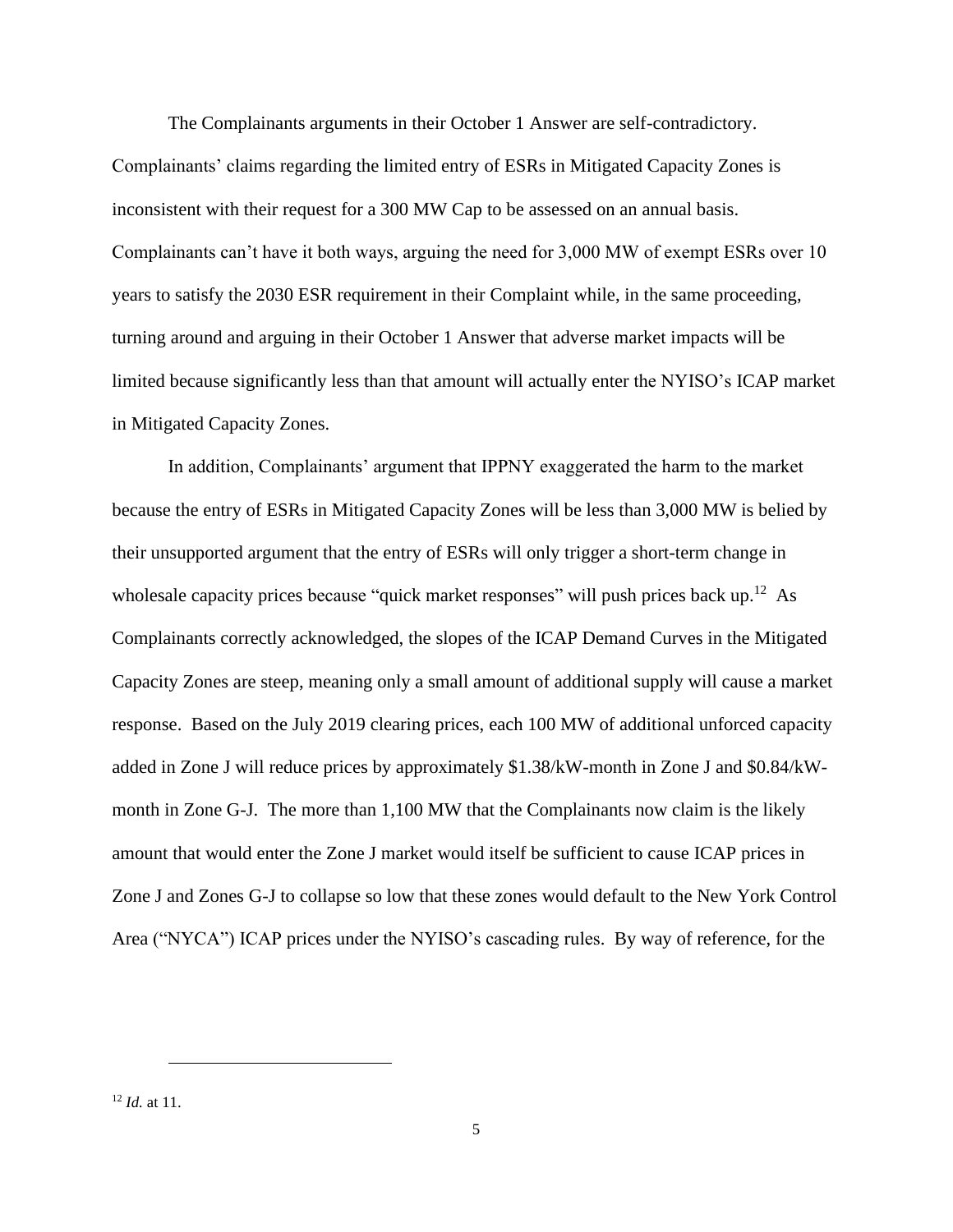The Complainants arguments in their October 1 Answer are self-contradictory. Complainants' claims regarding the limited entry of ESRs in Mitigated Capacity Zones is inconsistent with their request for a 300 MW Cap to be assessed on an annual basis. Complainants can't have it both ways, arguing the need for 3,000 MW of exempt ESRs over 10 years to satisfy the 2030 ESR requirement in their Complaint while, in the same proceeding, turning around and arguing in their October 1 Answer that adverse market impacts will be limited because significantly less than that amount will actually enter the NYISO's ICAP market in Mitigated Capacity Zones.

In addition, Complainants' argument that IPPNY exaggerated the harm to the market because the entry of ESRs in Mitigated Capacity Zones will be less than 3,000 MW is belied by their unsupported argument that the entry of ESRs will only trigger a short-term change in wholesale capacity prices because "quick market responses" will push prices back up.[12] As Complainants correctly acknowledged, the slopes of the ICAP Demand Curves in the Mitigated Capacity Zones are steep, meaning only a small amount of additional supply will cause a market response. Based on the July 2019 clearing prices, each 100 MW of additional unforced capacity added in Zone J will reduce prices by approximately $1.38/kW-month in Zone J and $0.84/kW-month in Zone G-J. The more than 1,100 MW that the Complainants now claim is the likely amount that would enter the Zone J market would itself be sufficient to cause ICAP prices in Zone J and Zones G-J to collapse so low that these zones would default to the New York Control Area ("NYCA") ICAP prices under the NYISO's cascading rules. By way of reference, for the

---

[12] *Id.* at 11.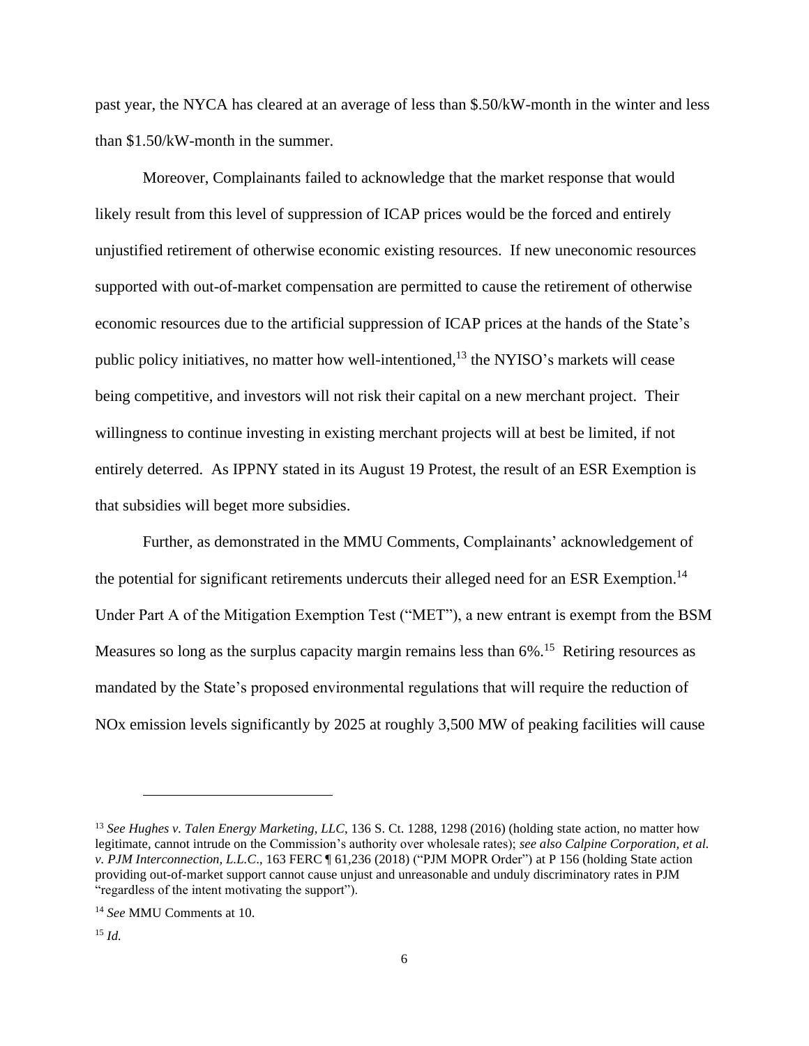past year, the NYCA has cleared at an average of less than $.50/kW-month in the winter and less than $1.50/kW-month in the summer.

Moreover, Complainants failed to acknowledge that the market response that would likely result from this level of suppression of ICAP prices would be the forced and entirely unjustified retirement of otherwise economic existing resources. If new uneconomic resources supported with out-of-market compensation are permitted to cause the retirement of otherwise economic resources due to the artificial suppression of ICAP prices at the hands of the State's public policy initiatives, no matter how well-intentioned,[13] the NYISO's markets will cease being competitive, and investors will not risk their capital on a new merchant project. Their willingness to continue investing in existing merchant projects will at best be limited, if not entirely deterred. As IPPNY stated in its August 19 Protest, the result of an ESR Exemption is that subsidies will beget more subsidies.

Further, as demonstrated in the MMU Comments, Complainants' acknowledgement of the potential for significant retirements undercuts their alleged need for an ESR Exemption.[14] Under Part A of the Mitigation Exemption Test ("MET"), a new entrant is exempt from the BSM Measures so long as the surplus capacity margin remains less than 6%.[15] Retiring resources as mandated by the State's proposed environmental regulations that will require the reduction of NOx emission levels significantly by 2025 at roughly 3,500 MW of peaking facilities will cause

---

[13] *See Hughes v. Talen Energy Marketing, LLC*, 136 S. Ct. 1288, 1298 (2016) (holding state action, no matter how legitimate, cannot intrude on the Commission's authority over wholesale rates); *see also Calpine Corporation, et al. v. PJM Interconnection, L.L.C.*, 163 FERC ¶ 61,236 (2018) ("PJM MOPR Order") at P 156 (holding State action providing out-of-market support cannot cause unjust and unreasonable and unduly discriminatory rates in PJM "regardless of the intent motivating the support").

[14] *See* MMU Comments at 10.

[15] *Id.*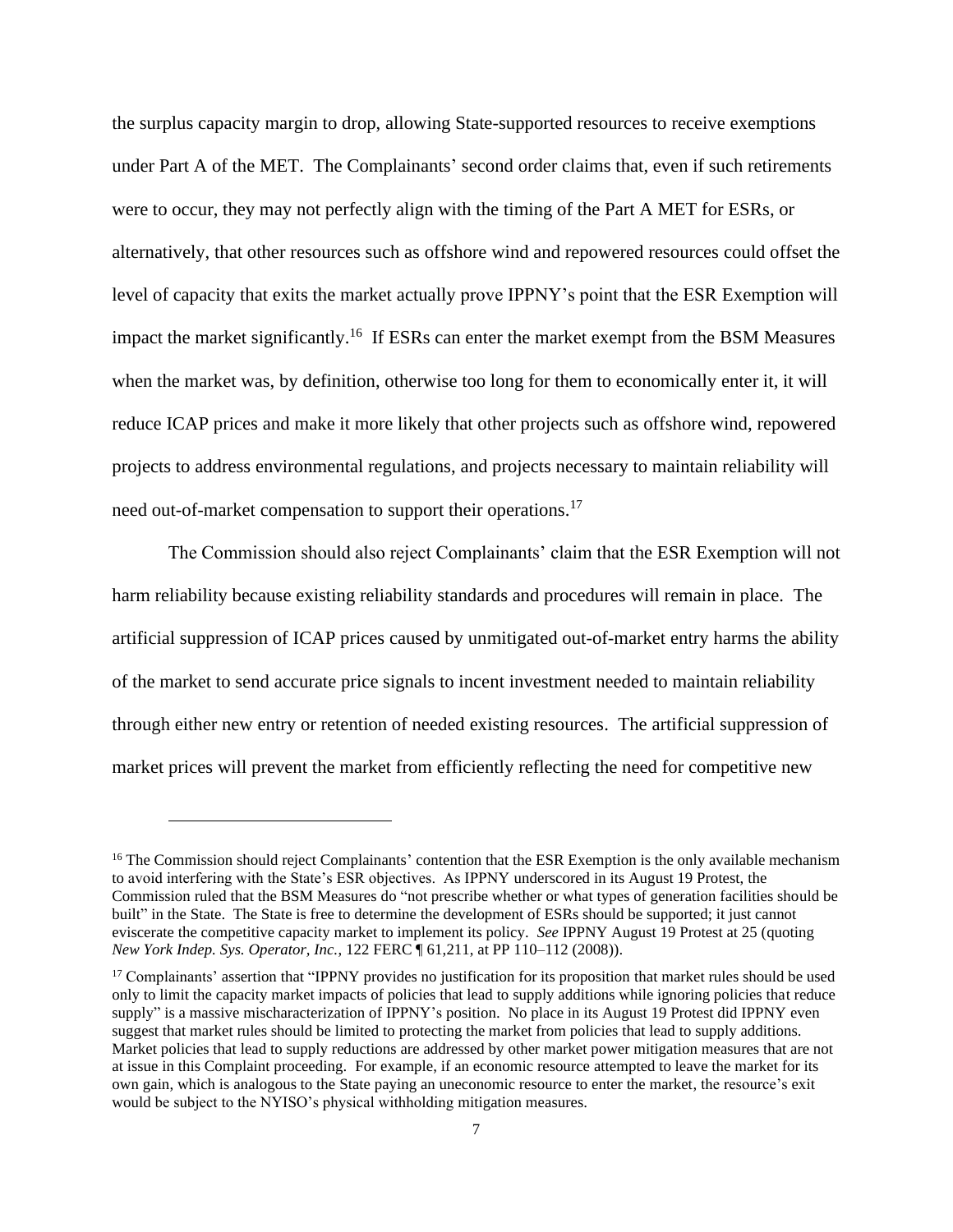the surplus capacity margin to drop, allowing State-supported resources to receive exemptions under Part A of the MET. The Complainants' second order claims that, even if such retirements were to occur, they may not perfectly align with the timing of the Part A MET for ESRs, or alternatively, that other resources such as offshore wind and repowered resources could offset the level of capacity that exits the market actually prove IPPNY's point that the ESR Exemption will impact the market significantly.[16] If ESRs can enter the market exempt from the BSM Measures when the market was, by definition, otherwise too long for them to economically enter it, it will reduce ICAP prices and make it more likely that other projects such as offshore wind, repowered projects to address environmental regulations, and projects necessary to maintain reliability will need out-of-market compensation to support their operations.[17]

The Commission should also reject Complainants' claim that the ESR Exemption will not harm reliability because existing reliability standards and procedures will remain in place. The artificial suppression of ICAP prices caused by unmitigated out-of-market entry harms the ability of the market to send accurate price signals to incent investment needed to maintain reliability through either new entry or retention of needed existing resources. The artificial suppression of market prices will prevent the market from efficiently reflecting the need for competitive new

---

[16] The Commission should reject Complainants' contention that the ESR Exemption is the only available mechanism to avoid interfering with the State's ESR objectives. As IPPNY underscored in its August 19 Protest, the Commission ruled that the BSM Measures do "not prescribe whether or what types of generation facilities should be built" in the State. The State is free to determine the development of ESRs should be supported; it just cannot eviscerate the competitive capacity market to implement its policy. *See* IPPNY August 19 Protest at 25 (quoting *New York Indep. Sys. Operator, Inc.*, 122 FERC ¶ 61,211, at PP 110–112 (2008)).

[17] Complainants' assertion that "IPPNY provides no justification for its proposition that market rules should be used only to limit the capacity market impacts of policies that lead to supply additions while ignoring policies that reduce supply" is a massive mischaracterization of IPPNY's position. No place in its August 19 Protest did IPPNY even suggest that market rules should be limited to protecting the market from policies that lead to supply additions. Market policies that lead to supply reductions are addressed by other market power mitigation measures that are not at issue in this Complaint proceeding. For example, if an economic resource attempted to leave the market for its own gain, which is analogous to the State paying an uneconomic resource to enter the market, the resource's exit would be subject to the NYISO's physical withholding mitigation measures.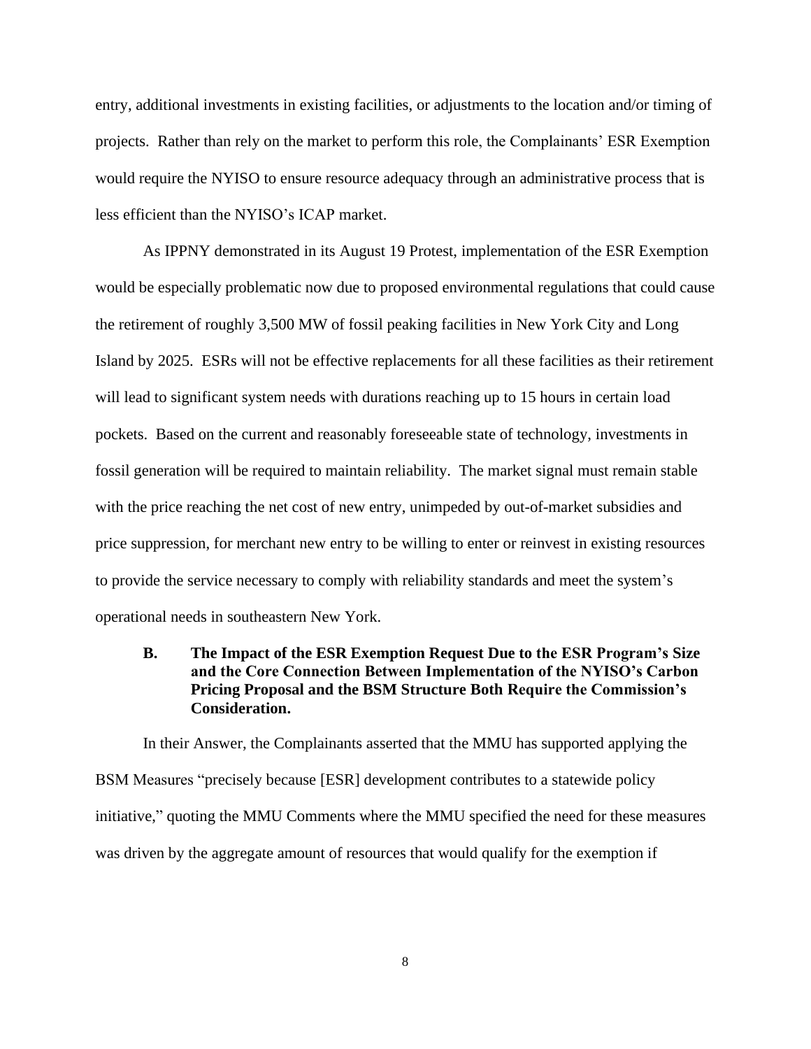entry, additional investments in existing facilities, or adjustments to the location and/or timing of projects. Rather than rely on the market to perform this role, the Complainants' ESR Exemption would require the NYISO to ensure resource adequacy through an administrative process that is less efficient than the NYISO's ICAP market.

As IPPNY demonstrated in its August 19 Protest, implementation of the ESR Exemption would be especially problematic now due to proposed environmental regulations that could cause the retirement of roughly 3,500 MW of fossil peaking facilities in New York City and Long Island by 2025. ESRs will not be effective replacements for all these facilities as their retirement will lead to significant system needs with durations reaching up to 15 hours in certain load pockets. Based on the current and reasonably foreseeable state of technology, investments in fossil generation will be required to maintain reliability. The market signal must remain stable with the price reaching the net cost of new entry, unimpeded by out-of-market subsidies and price suppression, for merchant new entry to be willing to enter or reinvest in existing resources to provide the service necessary to comply with reliability standards and meet the system's operational needs in southeastern New York.

### B. The Impact of the ESR Exemption Request Due to the ESR Program's Size and the Core Connection Between Implementation of the NYISO's Carbon Pricing Proposal and the BSM Structure Both Require the Commission's Consideration.

In their Answer, the Complainants asserted that the MMU has supported applying the BSM Measures "precisely because [ESR] development contributes to a statewide policy initiative," quoting the MMU Comments where the MMU specified the need for these measures was driven by the aggregate amount of resources that would qualify for the exemption if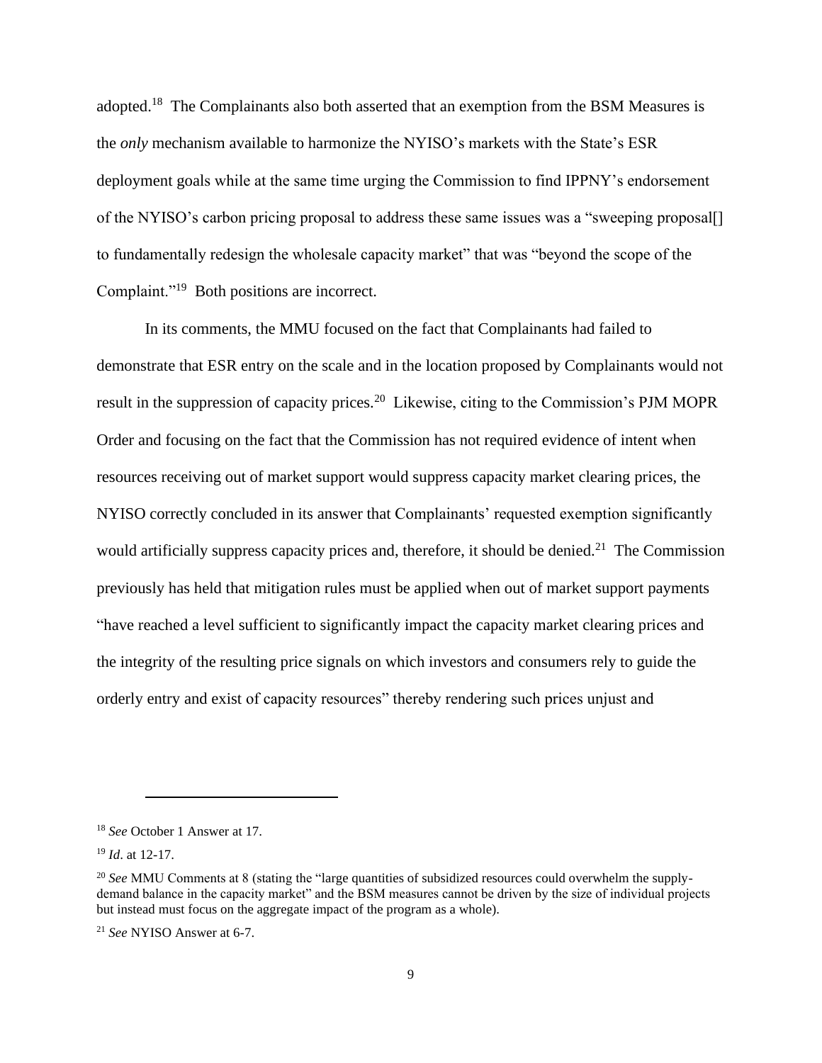adopted.[18] The Complainants also both asserted that an exemption from the BSM Measures is the *only* mechanism available to harmonize the NYISO's markets with the State's ESR deployment goals while at the same time urging the Commission to find IPPNY's endorsement of the NYISO's carbon pricing proposal to address these same issues was a "sweeping proposal[] to fundamentally redesign the wholesale capacity market" that was "beyond the scope of the Complaint."[19] Both positions are incorrect.

In its comments, the MMU focused on the fact that Complainants had failed to demonstrate that ESR entry on the scale and in the location proposed by Complainants would not result in the suppression of capacity prices.[20] Likewise, citing to the Commission's PJM MOPR Order and focusing on the fact that the Commission has not required evidence of intent when resources receiving out of market support would suppress capacity market clearing prices, the NYISO correctly concluded in its answer that Complainants' requested exemption significantly would artificially suppress capacity prices and, therefore, it should be denied.[21] The Commission previously has held that mitigation rules must be applied when out of market support payments "have reached a level sufficient to significantly impact the capacity market clearing prices and the integrity of the resulting price signals on which investors and consumers rely to guide the orderly entry and exist of capacity resources" thereby rendering such prices unjust and

---

[18] *See* October 1 Answer at 17.

[19] *Id*. at 12-17.

[20] *See* MMU Comments at 8 (stating the "large quantities of subsidized resources could overwhelm the supply-demand balance in the capacity market" and the BSM measures cannot be driven by the size of individual projects but instead must focus on the aggregate impact of the program as a whole).

[21] *See* NYISO Answer at 6-7.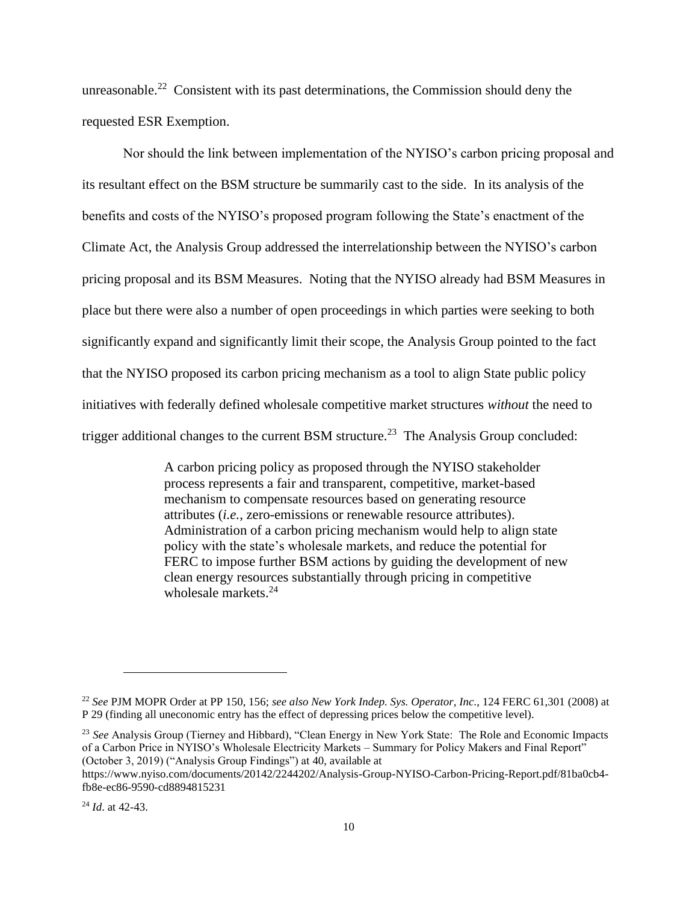unreasonable.[22] Consistent with its past determinations, the Commission should deny the requested ESR Exemption.

Nor should the link between implementation of the NYISO's carbon pricing proposal and its resultant effect on the BSM structure be summarily cast to the side. In its analysis of the benefits and costs of the NYISO's proposed program following the State's enactment of the Climate Act, the Analysis Group addressed the interrelationship between the NYISO's carbon pricing proposal and its BSM Measures. Noting that the NYISO already had BSM Measures in place but there were also a number of open proceedings in which parties were seeking to both significantly expand and significantly limit their scope, the Analysis Group pointed to the fact that the NYISO proposed its carbon pricing mechanism as a tool to align State public policy initiatives with federally defined wholesale competitive market structures *without* the need to trigger additional changes to the current BSM structure.[23] The Analysis Group concluded:

> A carbon pricing policy as proposed through the NYISO stakeholder process represents a fair and transparent, competitive, market-based mechanism to compensate resources based on generating resource attributes (*i.e.*, zero-emissions or renewable resource attributes). Administration of a carbon pricing mechanism would help to align state policy with the state's wholesale markets, and reduce the potential for FERC to impose further BSM actions by guiding the development of new clean energy resources substantially through pricing in competitive wholesale markets.[24]

---

[22] *See* PJM MOPR Order at PP 150, 156; *see also New York Indep. Sys. Operator, Inc.*, 124 FERC 61,301 (2008) at P 29 (finding all uneconomic entry has the effect of depressing prices below the competitive level).

[23] *See* Analysis Group (Tierney and Hibbard), "Clean Energy in New York State: The Role and Economic Impacts of a Carbon Price in NYISO's Wholesale Electricity Markets – Summary for Policy Makers and Final Report" (October 3, 2019) ("Analysis Group Findings") at 40, available at https://www.nyiso.com/documents/20142/2244202/Analysis-Group-NYISO-Carbon-Pricing-Report.pdf/81ba0cb4-fb8e-ec86-9590-cd8894815231

[24] *Id*. at 42-43.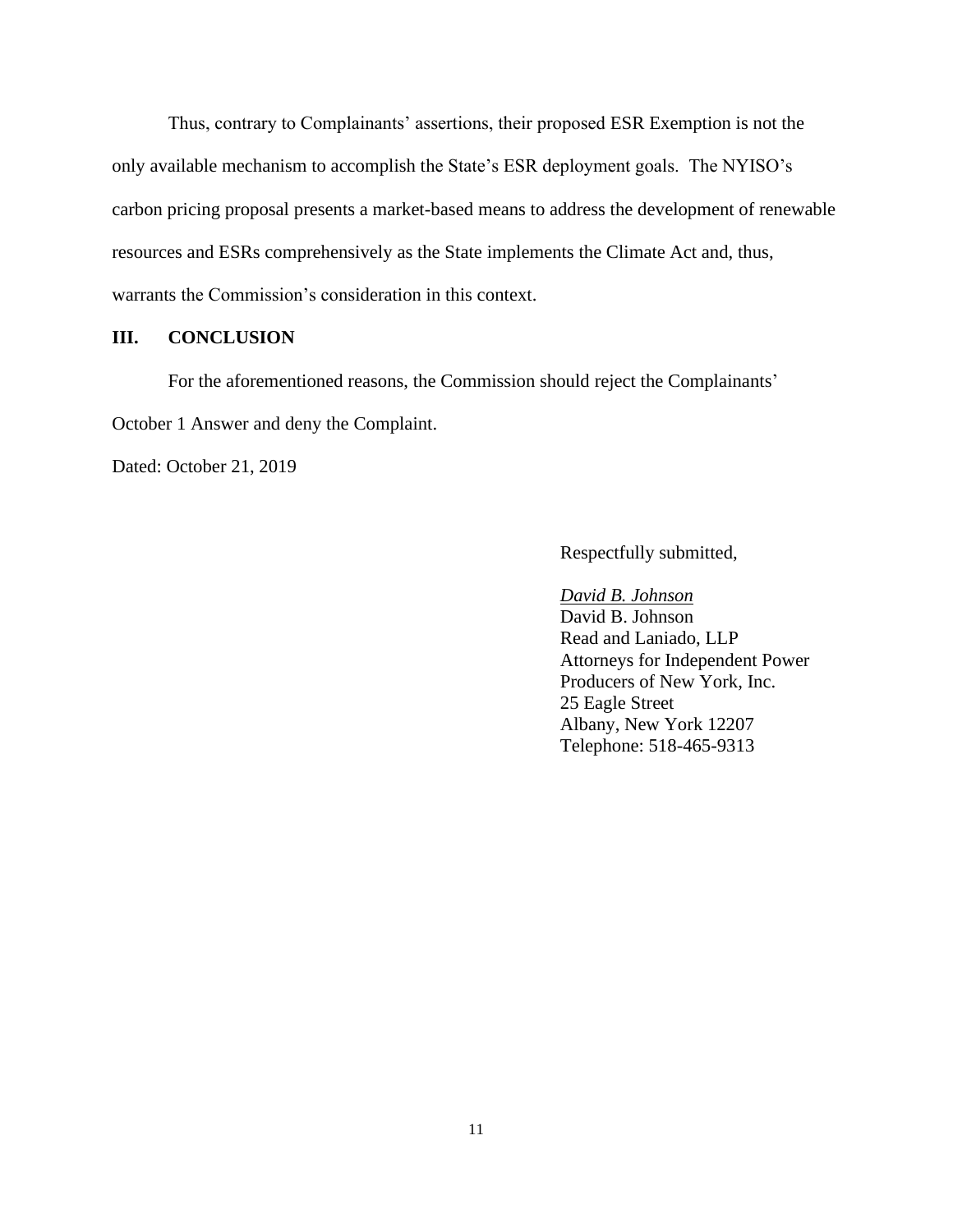Thus, contrary to Complainants' assertions, their proposed ESR Exemption is not the only available mechanism to accomplish the State's ESR deployment goals. The NYISO's carbon pricing proposal presents a market-based means to address the development of renewable resources and ESRs comprehensively as the State implements the Climate Act and, thus, warrants the Commission's consideration in this context.

## III. CONCLUSION

For the aforementioned reasons, the Commission should reject the Complainants' October 1 Answer and deny the Complaint.

Dated: October 21, 2019

Respectfully submitted,

*David B. Johnson*
David B. Johnson
Read and Laniado, LLP
Attorneys for Independent Power Producers of New York, Inc.
25 Eagle Street
Albany, New York 12207
Telephone: 518-465-9313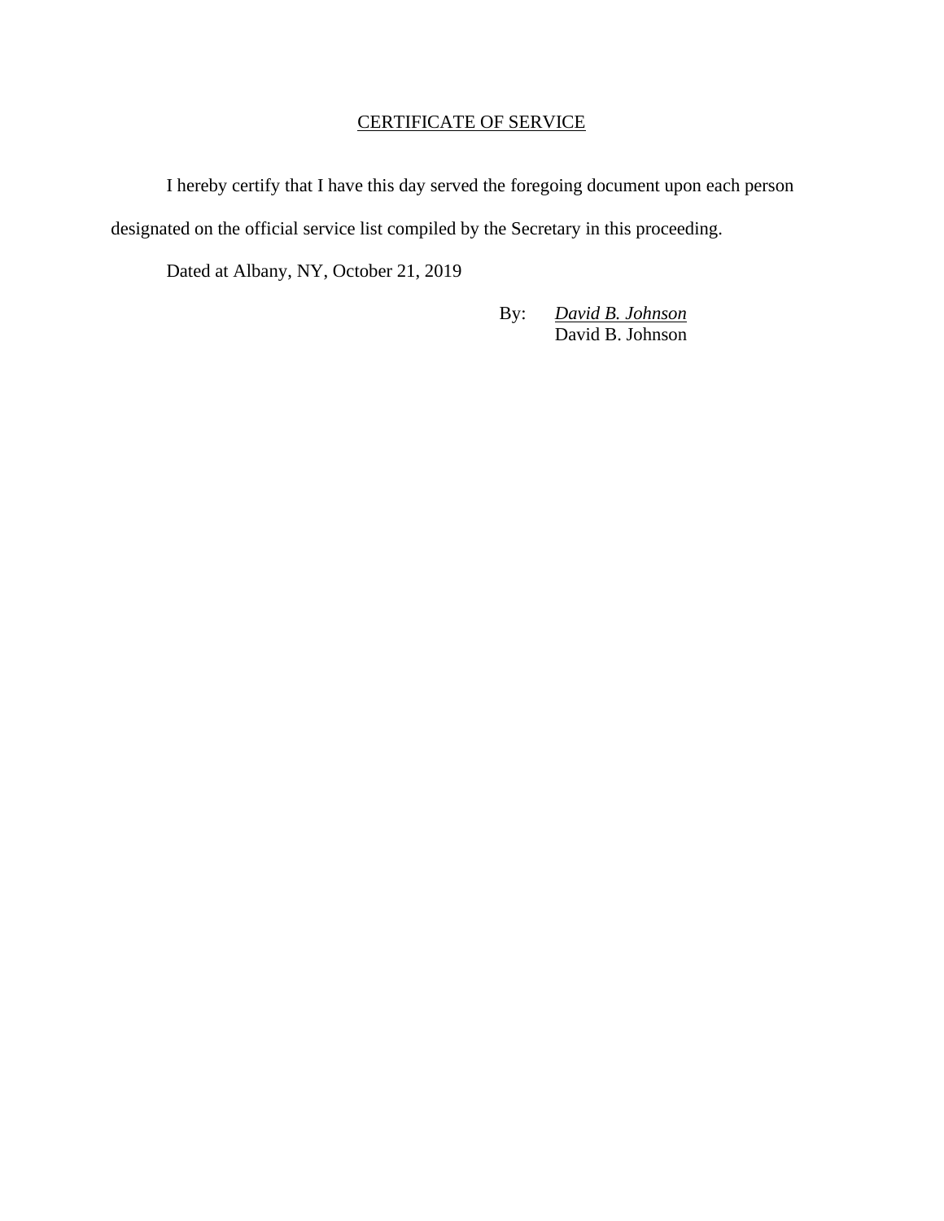<u>CERTIFICATE OF SERVICE</u>

I hereby certify that I have this day served the foregoing document upon each person designated on the official service list compiled by the Secretary in this proceeding.

Dated at Albany, NY, October 21, 2019

By: *<u>David B. Johnson</u>*
David B. Johnson